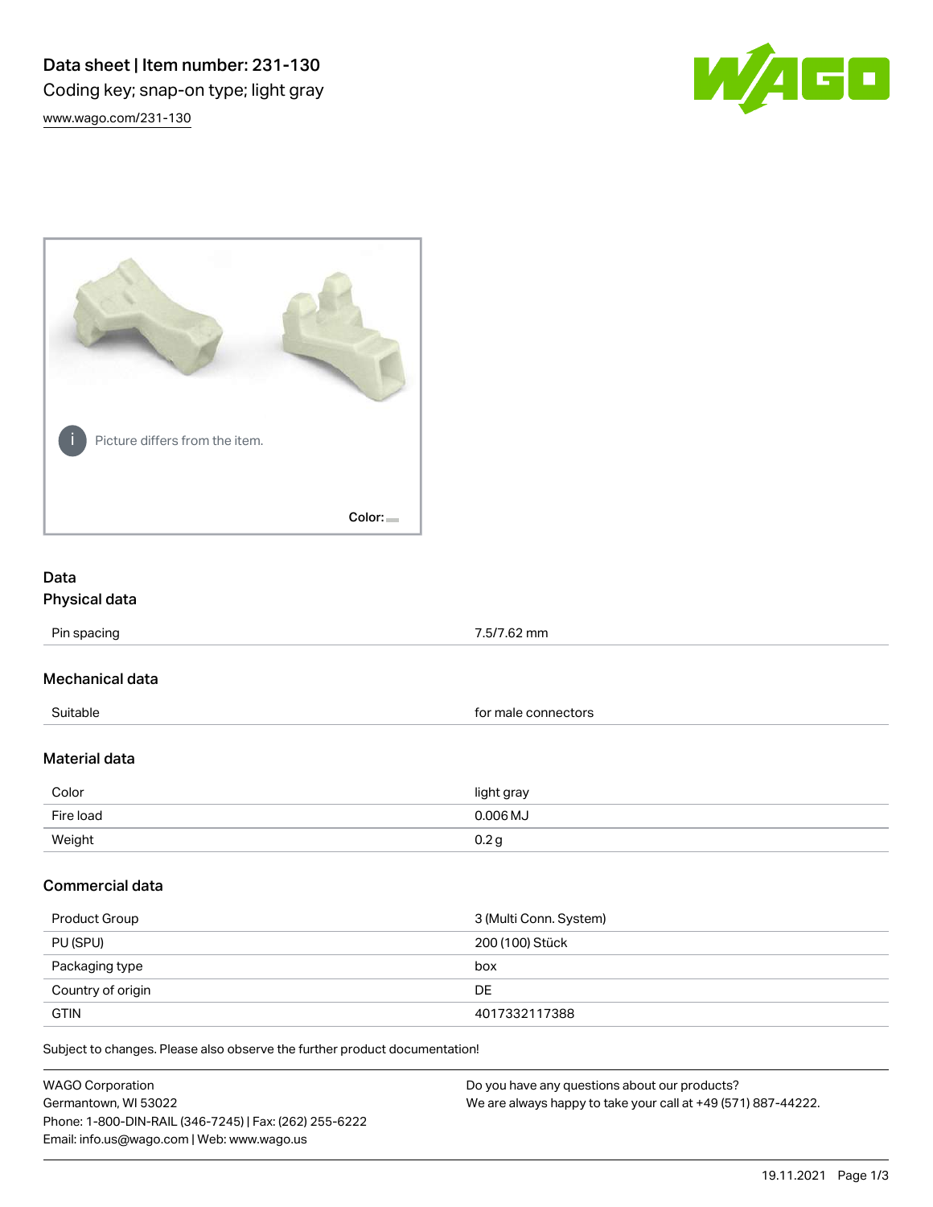# Data sheet | Item number: 231-130

Coding key; snap-on type; light gray

www.wago.com/231-130

Picture differs from the item.

Color:

## Data

### Physical data

| | |
|---|---|
| Pin spacing | 7.5/7.62 mm |

### Mechanical data

| | |
|---|---|
| Suitable | for male connectors |

### Material data

| | |
|---|---|
| Color | light gray |
| Fire load | 0.006 MJ |
| Weight | 0.2 g |

### Commercial data

| | |
|---|---|
| Product Group | 3 (Multi Conn. System) |
| PU (SPU) | 200 (100) Stück |
| Packaging type | box |
| Country of origin | DE |
| GTIN | 4017332117388 |

Subject to changes. Please also observe the further product documentation!

WAGO Corporation
Germantown, WI 53022
Phone: 1-800-DIN-RAIL (346-7245) | Fax: (262) 255-6222
Email: info.us@wago.com | Web: www.wago.us

Do you have any questions about our products?
We are always happy to take your call at +49 (571) 887-44222.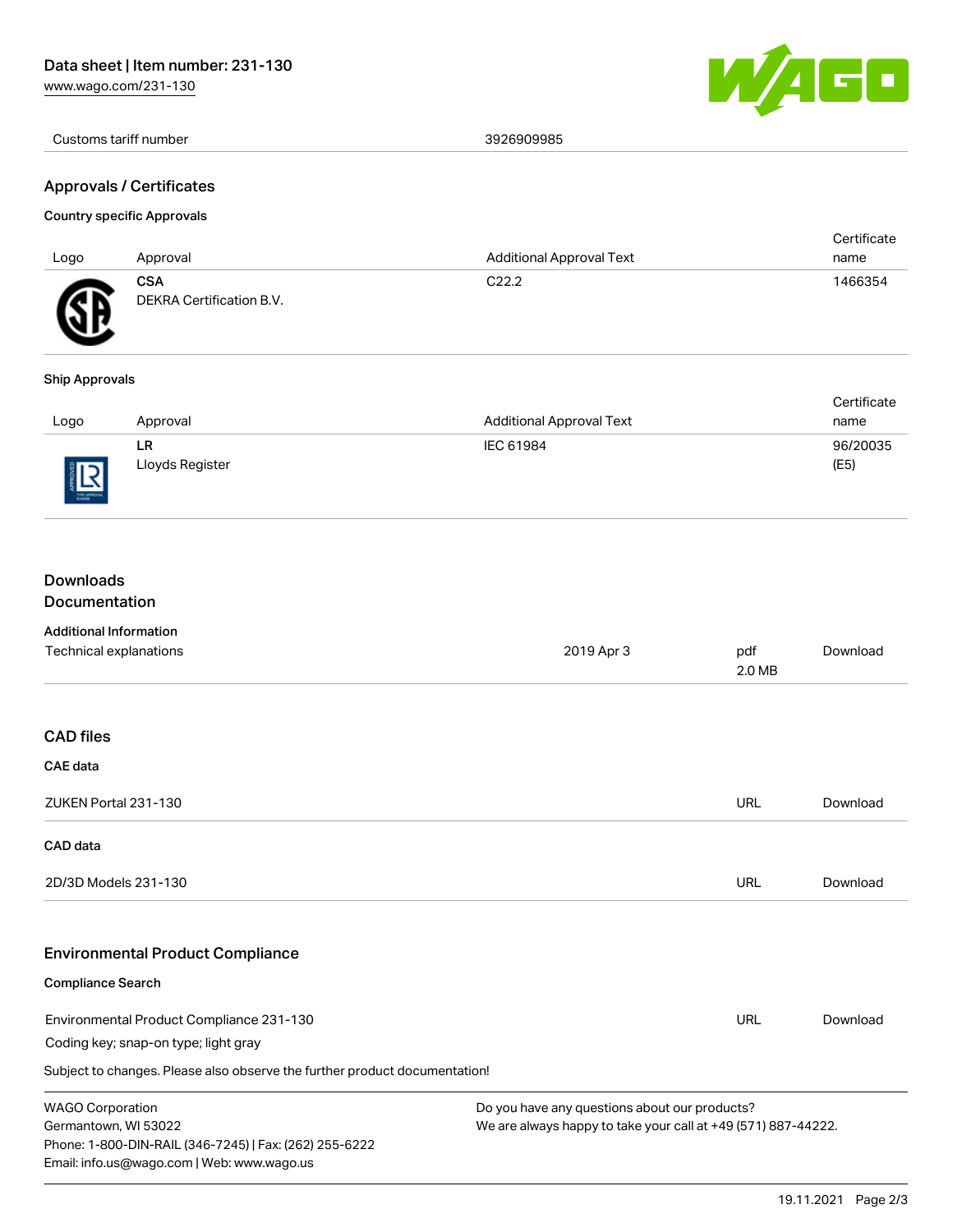| Customs tariff number | 3926909985 |
|---|---|

## Approvals / Certificates

### Country specific Approvals

| Logo | Approval | Additional Approval Text | Certificate name |
|---|---|---|---|
| | **CSA** DEKRA Certification B.V. | C22.2 | 1466354 |

### Ship Approvals

| Logo | Approval | Additional Approval Text | Certificate name |
|---|---|---|---|
| | **LR** Lloyds Register | IEC 61984 | 96/20035 (E5) |

## Downloads
## Documentation

### Additional Information

| | | | |
|---|---|---|---|
| Technical explanations | 2019 Apr 3 | pdf 2.0 MB | Download |

## CAD files

### CAE data

| | | |
|---|---|---|
| ZUKEN Portal 231-130 | URL | Download |

### CAD data

| | | |
|---|---|---|
| 2D/3D Models 231-130 | URL | Download |

## Environmental Product Compliance

### Compliance Search

| | | |
|---|---|---|
| Environmental Product Compliance 231-130 | URL | Download |

Coding key; snap-on type; light gray

Subject to changes. Please also observe the further product documentation!

WAGO Corporation
Germantown, WI 53022
Phone: 1-800-DIN-RAIL (346-7245) | Fax: (262) 255-6222
Email: info.us@wago.com | Web: www.wago.us

Do you have any questions about our products?
We are always happy to take your call at +49 (571) 887-44222.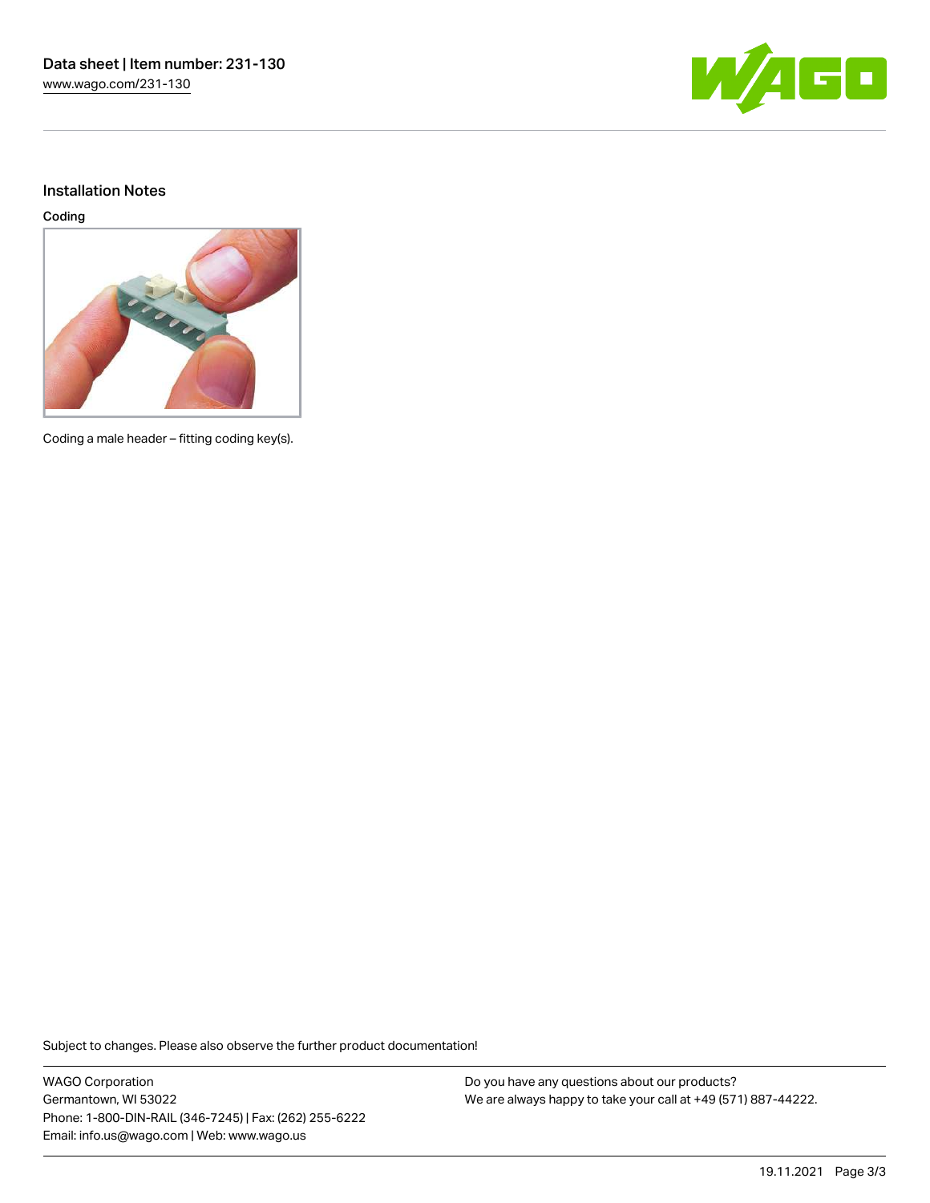## Installation Notes

### Coding

Coding a male header – fitting coding key(s).

Subject to changes. Please also observe the further product documentation!

WAGO Corporation
Germantown, WI 53022
Phone: 1-800-DIN-RAIL (346-7245) | Fax: (262) 255-6222
Email: info.us@wago.com | Web: www.wago.us

Do you have any questions about our products?
We are always happy to take your call at +49 (571) 887-44222.